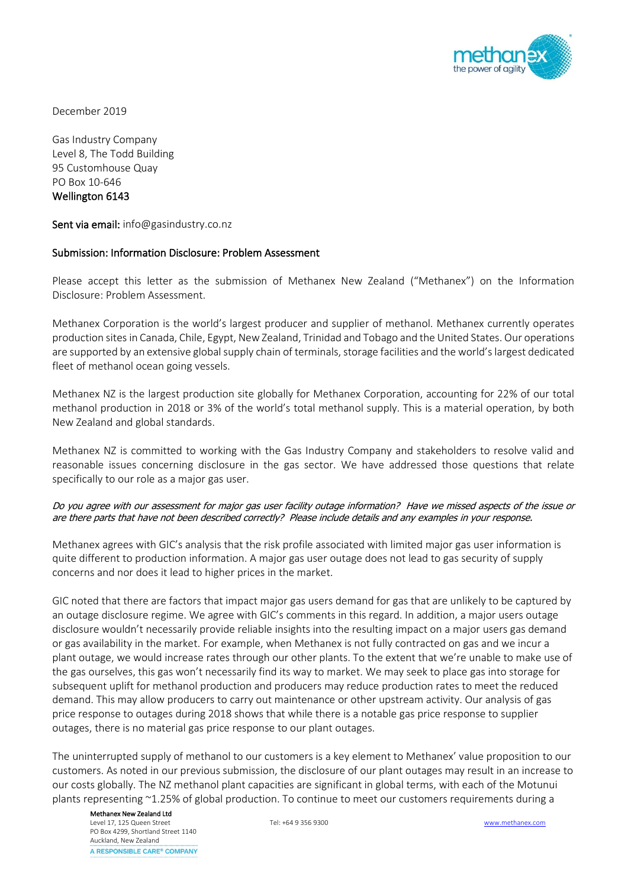December 2019

Gas Industry Company
Level 8, The Todd Building
95 Customhouse Quay
PO Box 10-646
Wellington 6143

**Sent via email:** info@gasindustry.co.nz

**Submission: Information Disclosure: Problem Assessment**

Please accept this letter as the submission of Methanex New Zealand ("Methanex") on the Information Disclosure: Problem Assessment.

Methanex Corporation is the world's largest producer and supplier of methanol. Methanex currently operates production sites in Canada, Chile, Egypt, New Zealand, Trinidad and Tobago and the United States. Our operations are supported by an extensive global supply chain of terminals, storage facilities and the world's largest dedicated fleet of methanol ocean going vessels.

Methanex NZ is the largest production site globally for Methanex Corporation, accounting for 22% of our total methanol production in 2018 or 3% of the world's total methanol supply. This is a material operation, by both New Zealand and global standards.

Methanex NZ is committed to working with the Gas Industry Company and stakeholders to resolve valid and reasonable issues concerning disclosure in the gas sector. We have addressed those questions that relate specifically to our role as a major gas user.

*Do you agree with our assessment for major gas user facility outage information? Have we missed aspects of the issue or are there parts that have not been described correctly? Please include details and any examples in your response.*

Methanex agrees with GIC's analysis that the risk profile associated with limited major gas user information is quite different to production information. A major gas user outage does not lead to gas security of supply concerns and nor does it lead to higher prices in the market.

GIC noted that there are factors that impact major gas users demand for gas that are unlikely to be captured by an outage disclosure regime. We agree with GIC's comments in this regard. In addition, a major users outage disclosure wouldn't necessarily provide reliable insights into the resulting impact on a major users gas demand or gas availability in the market. For example, when Methanex is not fully contracted on gas and we incur a plant outage, we would increase rates through our other plants. To the extent that we're unable to make use of the gas ourselves, this gas won't necessarily find its way to market. We may seek to place gas into storage for subsequent uplift for methanol production and producers may reduce production rates to meet the reduced demand. This may allow producers to carry out maintenance or other upstream activity. Our analysis of gas price response to outages during 2018 shows that while there is a notable gas price response to supplier outages, there is no material gas price response to our plant outages.

The uninterrupted supply of methanol to our customers is a key element to Methanex' value proposition to our customers. As noted in our previous submission, the disclosure of our plant outages may result in an increase to our costs globally. The NZ methanol plant capacities are significant in global terms, with each of the Motunui plants representing ~1.25% of global production. To continue to meet our customers requirements during a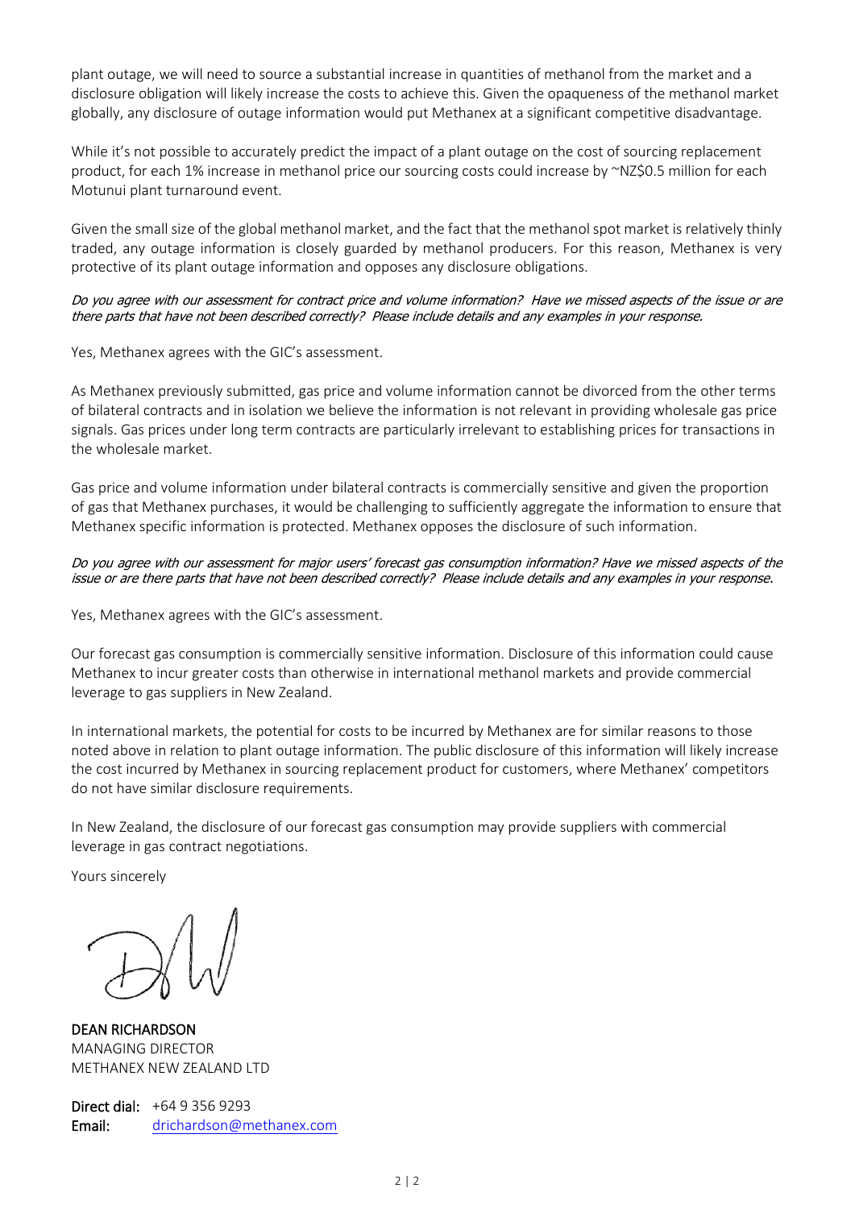plant outage, we will need to source a substantial increase in quantities of methanol from the market and a disclosure obligation will likely increase the costs to achieve this. Given the opaqueness of the methanol market globally, any disclosure of outage information would put Methanex at a significant competitive disadvantage.

While it's not possible to accurately predict the impact of a plant outage on the cost of sourcing replacement product, for each 1% increase in methanol price our sourcing costs could increase by ~NZ$0.5 million for each Motunui plant turnaround event.

Given the small size of the global methanol market, and the fact that the methanol spot market is relatively thinly traded, any outage information is closely guarded by methanol producers. For this reason, Methanex is very protective of its plant outage information and opposes any disclosure obligations.

*Do you agree with our assessment for contract price and volume information? Have we missed aspects of the issue or are there parts that have not been described correctly? Please include details and any examples in your response.*

Yes, Methanex agrees with the GIC's assessment.

As Methanex previously submitted, gas price and volume information cannot be divorced from the other terms of bilateral contracts and in isolation we believe the information is not relevant in providing wholesale gas price signals. Gas prices under long term contracts are particularly irrelevant to establishing prices for transactions in the wholesale market.

Gas price and volume information under bilateral contracts is commercially sensitive and given the proportion of gas that Methanex purchases, it would be challenging to sufficiently aggregate the information to ensure that Methanex specific information is protected. Methanex opposes the disclosure of such information.

*Do you agree with our assessment for major users' forecast gas consumption information? Have we missed aspects of the issue or are there parts that have not been described correctly? Please include details and any examples in your response.*

Yes, Methanex agrees with the GIC's assessment.

Our forecast gas consumption is commercially sensitive information. Disclosure of this information could cause Methanex to incur greater costs than otherwise in international methanol markets and provide commercial leverage to gas suppliers in New Zealand.

In international markets, the potential for costs to be incurred by Methanex are for similar reasons to those noted above in relation to plant outage information. The public disclosure of this information will likely increase the cost incurred by Methanex in sourcing replacement product for customers, where Methanex' competitors do not have similar disclosure requirements.

In New Zealand, the disclosure of our forecast gas consumption may provide suppliers with commercial leverage in gas contract negotiations.

Yours sincerely

**DEAN RICHARDSON**
MANAGING DIRECTOR
METHANEX NEW ZEALAND LTD

**Direct dial:** +64 9 356 9293
**Email:** drichardson@methanex.com